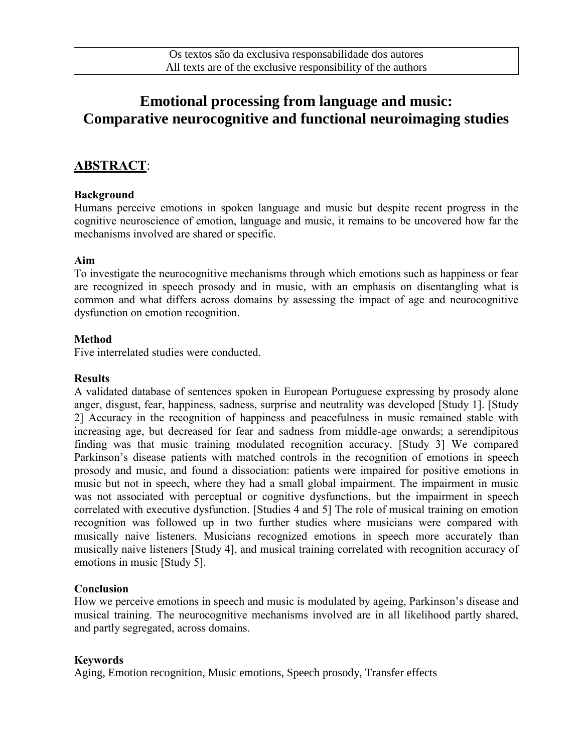Os textos são da exclusiva responsabilidade dos autores
All texts are of the exclusive responsibility of the authors

# Emotional processing from language and music: Comparative neurocognitive and functional neuroimaging studies

## ABSTRACT:

**Background**

Humans perceive emotions in spoken language and music but despite recent progress in the cognitive neuroscience of emotion, language and music, it remains to be uncovered how far the mechanisms involved are shared or specific.

**Aim**

To investigate the neurocognitive mechanisms through which emotions such as happiness or fear are recognized in speech prosody and in music, with an emphasis on disentangling what is common and what differs across domains by assessing the impact of age and neurocognitive dysfunction on emotion recognition.

**Method**

Five interrelated studies were conducted.

**Results**

A validated database of sentences spoken in European Portuguese expressing by prosody alone anger, disgust, fear, happiness, sadness, surprise and neutrality was developed [Study 1]. [Study 2] Accuracy in the recognition of happiness and peacefulness in music remained stable with increasing age, but decreased for fear and sadness from middle-age onwards; a serendipitous finding was that music training modulated recognition accuracy. [Study 3] We compared Parkinson's disease patients with matched controls in the recognition of emotions in speech prosody and music, and found a dissociation: patients were impaired for positive emotions in music but not in speech, where they had a small global impairment. The impairment in music was not associated with perceptual or cognitive dysfunctions, but the impairment in speech correlated with executive dysfunction. [Studies 4 and 5] The role of musical training on emotion recognition was followed up in two further studies where musicians were compared with musically naive listeners. Musicians recognized emotions in speech more accurately than musically naive listeners [Study 4], and musical training correlated with recognition accuracy of emotions in music [Study 5].

**Conclusion**

How we perceive emotions in speech and music is modulated by ageing, Parkinson's disease and musical training. The neurocognitive mechanisms involved are in all likelihood partly shared, and partly segregated, across domains.

**Keywords**

Aging, Emotion recognition, Music emotions, Speech prosody, Transfer effects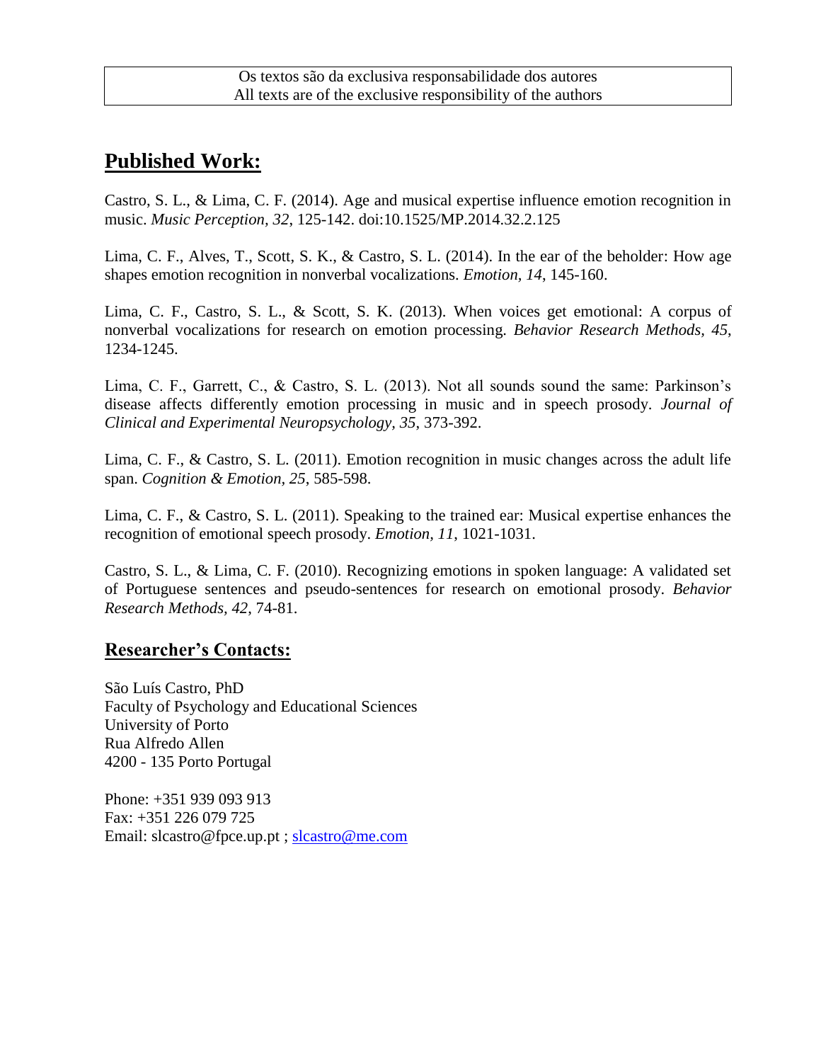Os textos são da exclusiva responsabilidade dos autores
All texts are of the exclusive responsibility of the authors

## Published Work:

Castro, S. L., & Lima, C. F. (2014). Age and musical expertise influence emotion recognition in music. *Music Perception, 32*, 125-142. doi:10.1525/MP.2014.32.2.125

Lima, C. F., Alves, T., Scott, S. K., & Castro, S. L. (2014). In the ear of the beholder: How age shapes emotion recognition in nonverbal vocalizations. *Emotion, 14*, 145-160.

Lima, C. F., Castro, S. L., & Scott, S. K. (2013). When voices get emotional: A corpus of nonverbal vocalizations for research on emotion processing. *Behavior Research Methods, 45*, 1234-1245.

Lima, C. F., Garrett, C., & Castro, S. L. (2013). Not all sounds sound the same: Parkinson's disease affects differently emotion processing in music and in speech prosody. *Journal of Clinical and Experimental Neuropsychology, 35*, 373-392.

Lima, C. F., & Castro, S. L. (2011). Emotion recognition in music changes across the adult life span. *Cognition & Emotion, 25*, 585-598.

Lima, C. F., & Castro, S. L. (2011). Speaking to the trained ear: Musical expertise enhances the recognition of emotional speech prosody. *Emotion, 11*, 1021-1031.

Castro, S. L., & Lima, C. F. (2010). Recognizing emotions in spoken language: A validated set of Portuguese sentences and pseudo-sentences for research on emotional prosody. *Behavior Research Methods, 42*, 74-81.

## Researcher's Contacts:

São Luís Castro, PhD
Faculty of Psychology and Educational Sciences
University of Porto
Rua Alfredo Allen
4200 - 135 Porto Portugal

Phone: +351 939 093 913
Fax: +351 226 079 725
Email: slcastro@fpce.up.pt ; slcastro@me.com